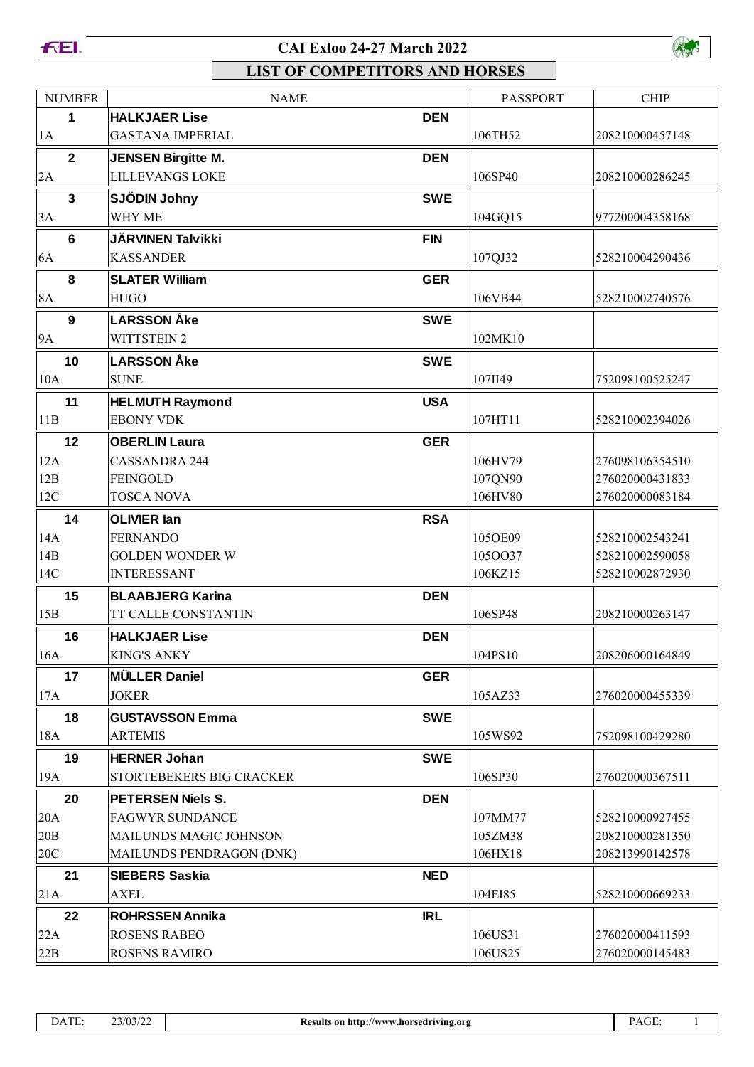# CAI Exloo 24-27 March 2022

## LIST OF COMPETITORS AND HORSES

| NUMBER | NAME | | PASSPORT | CHIP |
|---|---|---|---|---|
| **1** | **HALKJAER Lise** | **DEN** | | |
| 1A | GASTANA IMPERIAL | | 106TH52 | 208210000457148 |
| **2** | **JENSEN Birgitte M.** | **DEN** | | |
| 2A | LILLEVANGS LOKE | | 106SP40 | 208210000286245 |
| **3** | **SJÖDIN Johny** | **SWE** | | |
| 3A | WHY ME | | 104GQ15 | 977200004358168 |
| **6** | **JÄRVINEN Talvikki** | **FIN** | | |
| 6A | KASSANDER | | 107QJ32 | 528210004290436 |
| **8** | **SLATER William** | **GER** | | |
| 8A | HUGO | | 106VB44 | 528210002740576 |
| **9** | **LARSSON Åke** | **SWE** | | |
| 9A | WITTSTEIN 2 | | 102MK10 | |
| **10** | **LARSSON Åke** | **SWE** | | |
| 10A | SUNE | | 107II49 | 752098100525247 |
| **11** | **HELMUTH Raymond** | **USA** | | |
| 11B | EBONY VDK | | 107HT11 | 528210002394026 |
| **12** | **OBERLIN Laura** | **GER** | | |
| 12A | CASSANDRA 244 | | 106HV79 | 276098106354510 |
| 12B | FEINGOLD | | 107QN90 | 276020000431833 |
| 12C | TOSCA NOVA | | 106HV80 | 276020000083184 |
| **14** | **OLIVIER Ian** | **RSA** | | |
| 14A | FERNANDO | | 105OE09 | 528210002543241 |
| 14B | GOLDEN WONDER W | | 105OO37 | 528210002590058 |
| 14C | INTERESSANT | | 106KZ15 | 528210002872930 |
| **15** | **BLAABJERG Karina** | **DEN** | | |
| 15B | TT CALLE CONSTANTIN | | 106SP48 | 208210000263147 |
| **16** | **HALKJAER Lise** | **DEN** | | |
| 16A | KING'S ANKY | | 104PS10 | 208206000164849 |
| **17** | **MÜLLER Daniel** | **GER** | | |
| 17A | JOKER | | 105AZ33 | 276020000455339 |
| **18** | **GUSTAVSSON Emma** | **SWE** | | |
| 18A | ARTEMIS | | 105WS92 | 752098100429280 |
| **19** | **HERNER Johan** | **SWE** | | |
| 19A | STORTEBEKERS BIG CRACKER | | 106SP30 | 276020000367511 |
| **20** | **PETERSEN Niels S.** | **DEN** | | |
| 20A | FAGWYR SUNDANCE | | 107MM77 | 528210000927455 |
| 20B | MAILUNDS MAGIC JOHNSON | | 105ZM38 | 208210000281350 |
| 20C | MAILUNDS PENDRAGON (DNK) | | 106HX18 | 208213990142578 |
| **21** | **SIEBERS Saskia** | **NED** | | |
| 21A | AXEL | | 104EI85 | 528210000669233 |
| **22** | **ROHRSSEN Annika** | **IRL** | | |
| 22A | ROSENS RABEO | | 106US31 | 276020000411593 |
| 22B | ROSENS RAMIRO | | 106US25 | 276020000145483 |

DATE: 23/03/22 | Results on http://www.horsedriving.org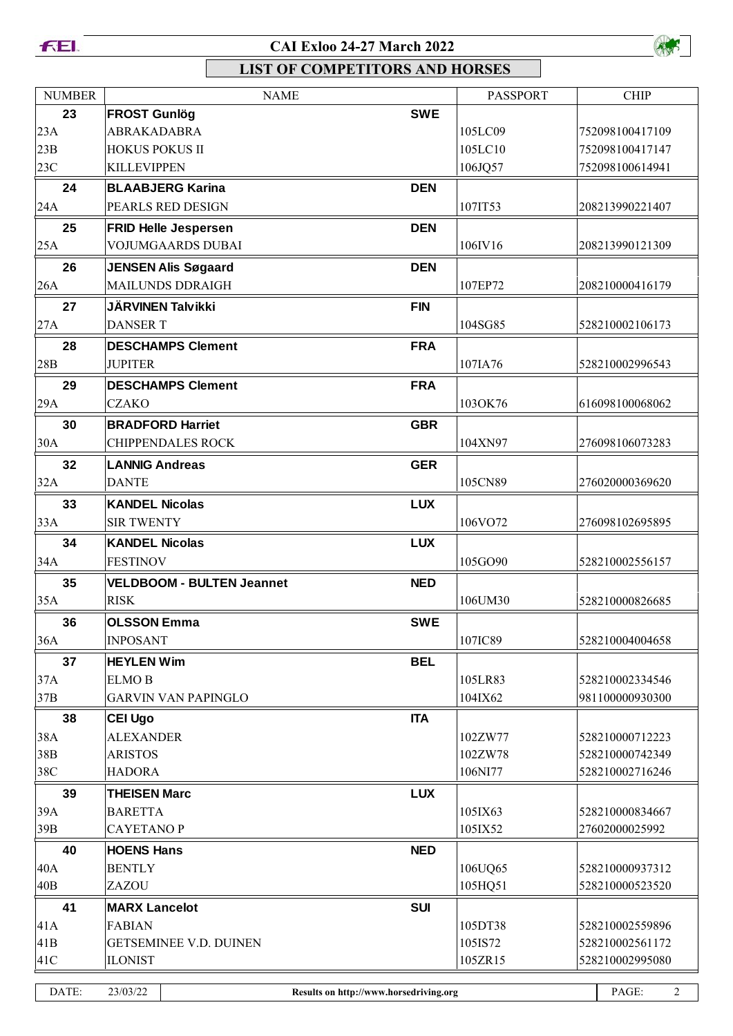# CAI Exloo 24-27 March 2022

## LIST OF COMPETITORS AND HORSES

| NUMBER | NAME | | PASSPORT | CHIP |
|---|---|---|---|---|
| **23** | **FROST Gunlög** | **SWE** | | |
| 23A | ABRAKADABRA | | 105LC09 | 752098100417109 |
| 23B | HOKUS POKUS II | | 105LC10 | 752098100417147 |
| 23C | KILLEVIPPEN | | 106JQ57 | 752098100614941 |
| **24** | **BLAABJERG Karina** | **DEN** | | |
| 24A | PEARLS RED DESIGN | | 107IT53 | 208213990221407 |
| **25** | **FRID Helle Jespersen** | **DEN** | | |
| 25A | VOJUMGAARDS DUBAI | | 106IV16 | 208213990121309 |
| **26** | **JENSEN Alis Søgaard** | **DEN** | | |
| 26A | MAILUNDS DDRAIGH | | 107EP72 | 208210000416179 |
| **27** | **JÄRVINEN Talvikki** | **FIN** | | |
| 27A | DANSER T | | 104SG85 | 528210002106173 |
| **28** | **DESCHAMPS Clement** | **FRA** | | |
| 28B | JUPITER | | 107IA76 | 528210002996543 |
| **29** | **DESCHAMPS Clement** | **FRA** | | |
| 29A | CZAKO | | 103OK76 | 616098100068062 |
| **30** | **BRADFORD Harriet** | **GBR** | | |
| 30A | CHIPPENDALES ROCK | | 104XN97 | 276098106073283 |
| **32** | **LANNIG Andreas** | **GER** | | |
| 32A | DANTE | | 105CN89 | 276020000369620 |
| **33** | **KANDEL Nicolas** | **LUX** | | |
| 33A | SIR TWENTY | | 106VO72 | 276098102695895 |
| **34** | **KANDEL Nicolas** | **LUX** | | |
| 34A | FESTINOV | | 105GO90 | 528210002556157 |
| **35** | **VELDBOOM - BULTEN Jeannet** | **NED** | | |
| 35A | RISK | | 106UM30 | 528210000826685 |
| **36** | **OLSSON Emma** | **SWE** | | |
| 36A | INPOSANT | | 107IC89 | 528210004004658 |
| **37** | **HEYLEN Wim** | **BEL** | | |
| 37A | ELMO B | | 105LR83 | 528210002334546 |
| 37B | GARVIN VAN PAPINGLO | | 104IX62 | 981100000930300 |
| **38** | **CEI Ugo** | **ITA** | | |
| 38A | ALEXANDER | | 102ZW77 | 528210000712223 |
| 38B | ARISTOS | | 102ZW78 | 528210000742349 |
| 38C | HADORA | | 106NI77 | 528210002716246 |
| **39** | **THEISEN Marc** | **LUX** | | |
| 39A | BARETTA | | 105IX63 | 528210000834667 |
| 39B | CAYETANO P | | 105IX52 | 27602000025992 |
| **40** | **HOENS Hans** | **NED** | | |
| 40A | BENTLY | | 106UQ65 | 528210000937312 |
| 40B | ZAZOU | | 105HQ51 | 528210000523520 |
| **41** | **MARX Lancelot** | **SUI** | | |
| 41A | FABIAN | | 105DT38 | 528210002559896 |
| 41B | GETSEMINEE V.D. DUINEN | | 105IS72 | 528210002561172 |
| 41C | ILONIST | | 105ZR15 | 528210002995080 |

DATE: 23/03/22 | **Results on http://www.horsedriving.org**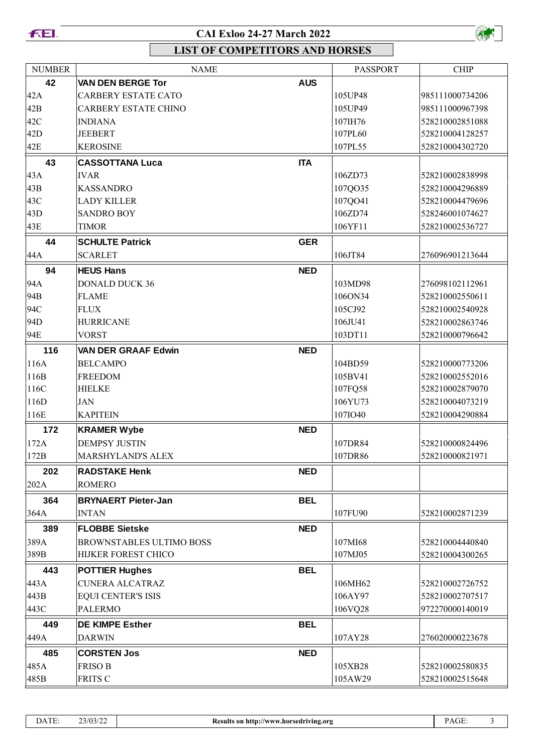# CAI Exloo 24-27 March 2022

## LIST OF COMPETITORS AND HORSES

| NUMBER | NAME | | PASSPORT | CHIP |
|---|---|---|---|---|
| **42** | **VAN DEN BERGE Tor** | **AUS** | | |
| 42A | CARBERY ESTATE CATO | | 105UP48 | 985111000734206 |
| 42B | CARBERY ESTATE CHINO | | 105UP49 | 985111000967398 |
| 42C | INDIANA | | 107IH76 | 528210002851088 |
| 42D | JEEBERT | | 107PL60 | 528210004128257 |
| 42E | KEROSINE | | 107PL55 | 528210004302720 |
| **43** | **CASSOTTANA Luca** | **ITA** | | |
| 43A | IVAR | | 106ZD73 | 528210002838998 |
| 43B | KASSANDRO | | 107QO35 | 528210004296889 |
| 43C | LADY KILLER | | 107QO41 | 528210004479696 |
| 43D | SANDRO BOY | | 106ZD74 | 528246001074627 |
| 43E | TIMOR | | 106YF11 | 528210002536727 |
| **44** | **SCHULTE Patrick** | **GER** | | |
| 44A | SCARLET | | 106JT84 | 276096901213644 |
| **94** | **HEUS Hans** | **NED** | | |
| 94A | DONALD DUCK 36 | | 103MD98 | 276098102112961 |
| 94B | FLAME | | 106ON34 | 528210002550611 |
| 94C | FLUX | | 105CJ92 | 528210002540928 |
| 94D | HURRICANE | | 106JU41 | 528210002863746 |
| 94E | VORST | | 103DT11 | 528210000796642 |
| **116** | **VAN DER GRAAF Edwin** | **NED** | | |
| 116A | BELCAMPO | | 104BD59 | 528210000773206 |
| 116B | FREEDOM | | 105BV41 | 528210002552016 |
| 116C | HIELKE | | 107FQ58 | 528210002879070 |
| 116D | JAN | | 106YU73 | 528210004073219 |
| 116E | KAPITEIN | | 107IO40 | 528210004290884 |
| **172** | **KRAMER Wybe** | **NED** | | |
| 172A | DEMPSY JUSTIN | | 107DR84 | 528210000824496 |
| 172B | MARSHYLAND'S ALEX | | 107DR86 | 528210000821971 |
| **202** | **RADSTAKE Henk** | **NED** | | |
| 202A | ROMERO | | | |
| **364** | **BRYNAERT Pieter-Jan** | **BEL** | | |
| 364A | INTAN | | 107FU90 | 528210002871239 |
| **389** | **FLOBBE Sietske** | **NED** | | |
| 389A | BROWNSTABLES ULTIMO BOSS | | 107MI68 | 528210004440840 |
| 389B | HIJKER FOREST CHICO | | 107MJ05 | 528210004300265 |
| **443** | **POTTIER Hughes** | **BEL** | | |
| 443A | CUNERA ALCATRAZ | | 106MH62 | 528210002726752 |
| 443B | EQUI CENTER'S ISIS | | 106AY97 | 528210002707517 |
| 443C | PALERMO | | 106VQ28 | 972270000140019 |
| **449** | **DE KIMPE Esther** | **BEL** | | |
| 449A | DARWIN | | 107AY28 | 276020000223678 |
| **485** | **CORSTEN Jos** | **NED** | | |
| 485A | FRISO B | | 105XB28 | 528210002580835 |
| 485B | FRITS C | | 105AW29 | 528210002515648 |

DATE: 23/03/22 — Results on http://www.horsedriving.org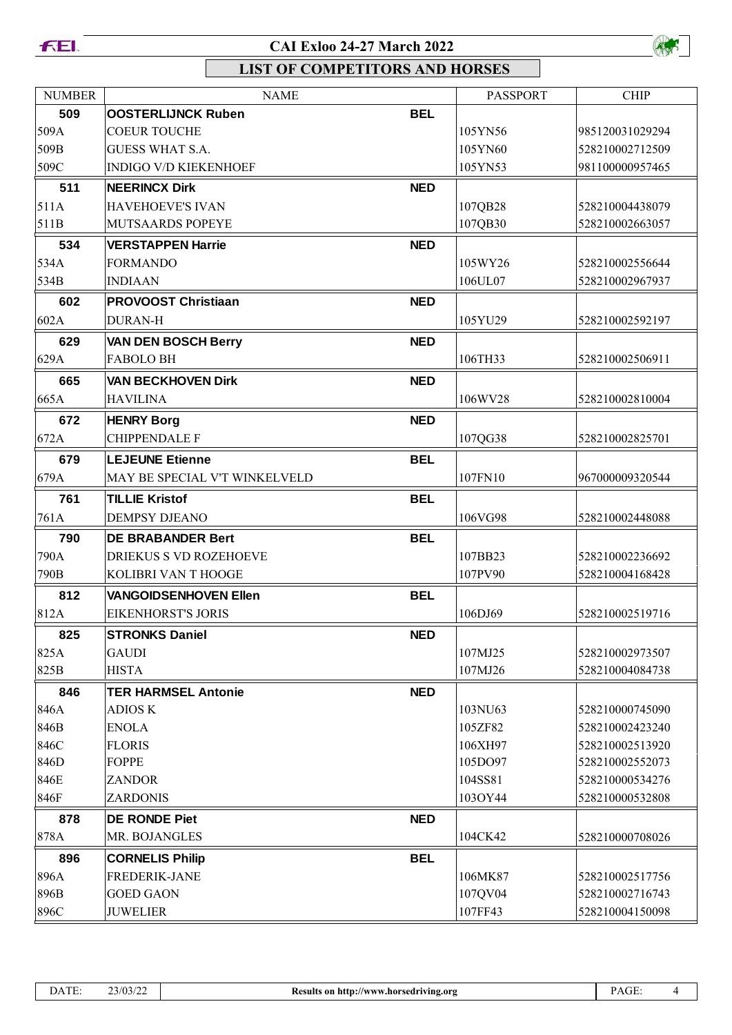# CAI Exloo 24-27 March 2022

## LIST OF COMPETITORS AND HORSES

| NUMBER | NAME | | PASSPORT | CHIP |
|---|---|---|---|---|
| **509** | **OOSTERLIJNCK Ruben** | **BEL** | | |
| 509A | COEUR TOUCHE | | 105YN56 | 985120031029294 |
| 509B | GUESS WHAT S.A. | | 105YN60 | 528210002712509 |
| 509C | INDIGO V/D KIEKENHOEF | | 105YN53 | 981100000957465 |
| **511** | **NEERINCX Dirk** | **NED** | | |
| 511A | HAVEHOEVE'S IVAN | | 107QB28 | 528210004438079 |
| 511B | MUTSAARDS POPEYE | | 107QB30 | 528210002663057 |
| **534** | **VERSTAPPEN Harrie** | **NED** | | |
| 534A | FORMANDO | | 105WY26 | 528210002556644 |
| 534B | INDIAAN | | 106UL07 | 528210002967937 |
| **602** | **PROVOOST Christiaan** | **NED** | | |
| 602A | DURAN-H | | 105YU29 | 528210002592197 |
| **629** | **VAN DEN BOSCH Berry** | **NED** | | |
| 629A | FABOLO BH | | 106TH33 | 528210002506911 |
| **665** | **VAN BECKHOVEN Dirk** | **NED** | | |
| 665A | HAVILINA | | 106WV28 | 528210002810004 |
| **672** | **HENRY Borg** | **NED** | | |
| 672A | CHIPPENDALE F | | 107QG38 | 528210002825701 |
| **679** | **LEJEUNE Etienne** | **BEL** | | |
| 679A | MAY BE SPECIAL V'T WINKELVELD | | 107FN10 | 967000009320544 |
| **761** | **TILLIE Kristof** | **BEL** | | |
| 761A | DEMPSY DJEANO | | 106VG98 | 528210002448088 |
| **790** | **DE BRABANDER Bert** | **BEL** | | |
| 790A | DRIEKUS S VD ROZEHOEVE | | 107BB23 | 528210002236692 |
| 790B | KOLIBRI VAN T HOOGE | | 107PV90 | 528210004168428 |
| **812** | **VANGOIDSENHOVEN Ellen** | **BEL** | | |
| 812A | EIKENHORST'S JORIS | | 106DJ69 | 528210002519716 |
| **825** | **STRONKS Daniel** | **NED** | | |
| 825A | GAUDI | | 107MJ25 | 528210002973507 |
| 825B | HISTA | | 107MJ26 | 528210004084738 |
| **846** | **TER HARMSEL Antonie** | **NED** | | |
| 846A | ADIOS K | | 103NU63 | 528210000745090 |
| 846B | ENOLA | | 105ZF82 | 528210002423240 |
| 846C | FLORIS | | 106XH97 | 528210002513920 |
| 846D | FOPPE | | 105DO97 | 528210002552073 |
| 846E | ZANDOR | | 104SS81 | 528210000534276 |
| 846F | ZARDONIS | | 103OY44 | 528210000532808 |
| **878** | **DE RONDE Piet** | **NED** | | |
| 878A | MR. BOJANGLES | | 104CK42 | 528210000708026 |
| **896** | **CORNELIS Philip** | **BEL** | | |
| 896A | FREDERIK-JANE | | 106MK87 | 528210002517756 |
| 896B | GOED GAON | | 107QV04 | 528210002716743 |
| 896C | JUWELIER | | 107FF43 | 528210004150098 |

DATE: 23/03/22 | Results on http://www.horsedriving.org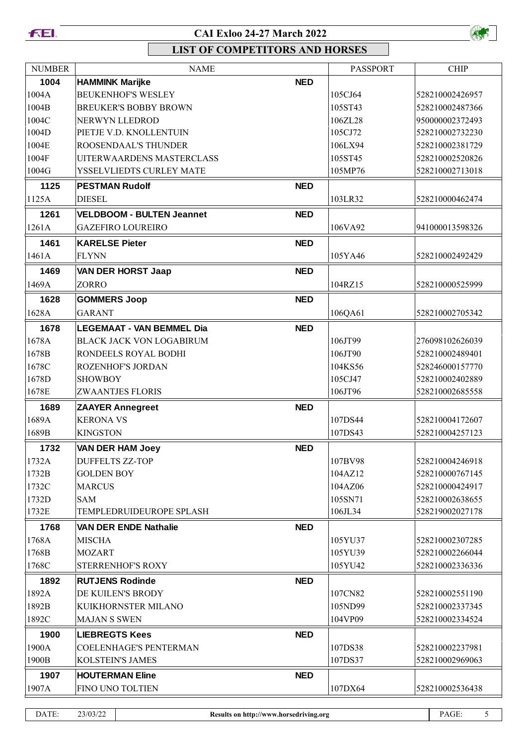# CAI Exloo 24-27 March 2022

## LIST OF COMPETITORS AND HORSES

| NUMBER | NAME | | PASSPORT | CHIP |
|---|---|---|---|---|
| **1004** | **HAMMINK Marijke** | **NED** | | |
| 1004A | BEUKENHOF'S WESLEY | | 105CJ64 | 528210002426957 |
| 1004B | BREUKER'S BOBBY BROWN | | 105ST43 | 528210002487366 |
| 1004C | NERWYN LLEDROD | | 106ZL28 | 950000002372493 |
| 1004D | PIETJE V.D. KNOLLENTUIN | | 105CJ72 | 528210002732230 |
| 1004E | ROOSENDAAL'S THUNDER | | 106LX94 | 528210002381729 |
| 1004F | UITERWAARDENS MASTERCLASS | | 105ST45 | 528210002520826 |
| 1004G | YSSELVLIEDTS CURLEY MATE | | 105MP76 | 528210002713018 |
| **1125** | **PESTMAN Rudolf** | **NED** | | |
| 1125A | DIESEL | | 103LR32 | 528210000462474 |
| **1261** | **VELDBOOM - BULTEN Jeannet** | **NED** | | |
| 1261A | GAZEFIRO LOUREIRO | | 106VA92 | 941000013598326 |
| **1461** | **KARELSE Pieter** | **NED** | | |
| 1461A | FLYNN | | 105YA46 | 528210002492429 |
| **1469** | **VAN DER HORST Jaap** | **NED** | | |
| 1469A | ZORRO | | 104RZ15 | 528210000525999 |
| **1628** | **GOMMERS Joop** | **NED** | | |
| 1628A | GARANT | | 106QA61 | 528210002705342 |
| **1678** | **LEGEMAAT - VAN BEMMEL Dia** | **NED** | | |
| 1678A | BLACK JACK VON LOGABIRUM | | 106JT99 | 276098102626039 |
| 1678B | RONDEELS ROYAL BODHI | | 106JT90 | 528210002489401 |
| 1678C | ROZENHOF'S JORDAN | | 104KS56 | 528246000157770 |
| 1678D | SHOWBOY | | 105CJ47 | 528210002402889 |
| 1678E | ZWAANTJES FLORIS | | 106JT96 | 528210002685558 |
| **1689** | **ZAAYER Annegreet** | **NED** | | |
| 1689A | KERONA VS | | 107DS44 | 528210004172607 |
| 1689B | KINGSTON | | 107DS43 | 528210004257123 |
| **1732** | **VAN DER HAM Joey** | **NED** | | |
| 1732A | DUFFELTS ZZ-TOP | | 107BV98 | 528210004246918 |
| 1732B | GOLDEN BOY | | 104AZ12 | 528210000767145 |
| 1732C | MARCUS | | 104AZ06 | 528210000424917 |
| 1732D | SAM | | 105SN71 | 528210002638655 |
| 1732E | TEMPLEDRUIDEUROPE SPLASH | | 106JL34 | 528219002027178 |
| **1768** | **VAN DER ENDE Nathalie** | **NED** | | |
| 1768A | MISCHA | | 105YU37 | 528210002307285 |
| 1768B | MOZART | | 105YU39 | 528210002266044 |
| 1768C | STERRENHOF'S ROXY | | 105YU42 | 528210002336336 |
| **1892** | **RUTJENS Rodinde** | **NED** | | |
| 1892A | DE KUILEN'S BRODY | | 107CN82 | 528210002551190 |
| 1892B | KUIKHORNSTER MILANO | | 105ND99 | 528210002337345 |
| 1892C | MAJAN S SWEN | | 104VP09 | 528210002334524 |
| **1900** | **LIEBREGTS Kees** | **NED** | | |
| 1900A | COELENHAGE'S PENTERMAN | | 107DS38 | 528210002237981 |
| 1900B | KOLSTEIN'S JAMES | | 107DS37 | 528210002969063 |
| **1907** | **HOUTERMAN Eline** | **NED** | | |
| 1907A | FINO UNO TOLTIEN | | 107DX64 | 528210002536438 |

DATE: 23/03/22 | Results on http://www.horsedriving.org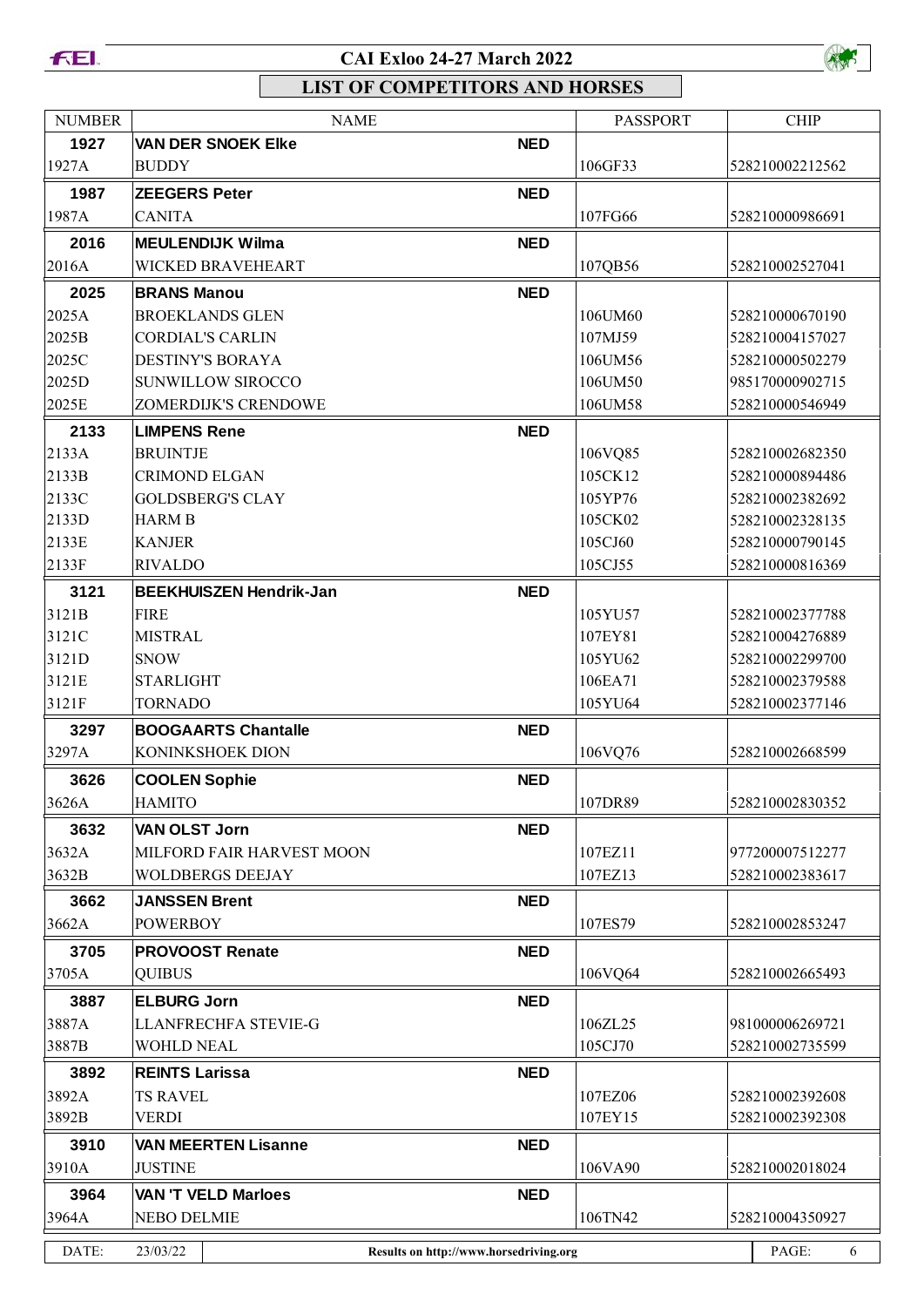# CAI Exloo 24-27 March 2022

## LIST OF COMPETITORS AND HORSES

| NUMBER | NAME | | PASSPORT | CHIP |
|---|---|---|---|---|
| **1927** | **VAN DER SNOEK Elke** | **NED** | | |
| 1927A | BUDDY | | 106GF33 | 528210002212562 |
| **1987** | **ZEEGERS Peter** | **NED** | | |
| 1987A | CANITA | | 107FG66 | 528210000986691 |
| **2016** | **MEULENDIJK Wilma** | **NED** | | |
| 2016A | WICKED BRAVEHEART | | 107QB56 | 528210002527041 |
| **2025** | **BRANS Manou** | **NED** | | |
| 2025A | BROEKLANDS GLEN | | 106UM60 | 528210000670190 |
| 2025B | CORDIAL'S CARLIN | | 107MJ59 | 528210004157027 |
| 2025C | DESTINY'S BORAYA | | 106UM56 | 528210000502279 |
| 2025D | SUNWILLOW SIROCCO | | 106UM50 | 985170000902715 |
| 2025E | ZOMERDIJK'S CRENDOWE | | 106UM58 | 528210000546949 |
| **2133** | **LIMPENS Rene** | **NED** | | |
| 2133A | BRUINTJE | | 106VQ85 | 528210002682350 |
| 2133B | CRIMOND ELGAN | | 105CK12 | 528210000894486 |
| 2133C | GOLDSBERG'S CLAY | | 105YP76 | 528210002382692 |
| 2133D | HARM B | | 105CK02 | 528210002328135 |
| 2133E | KANJER | | 105CJ60 | 528210000790145 |
| 2133F | RIVALDO | | 105CJ55 | 528210000816369 |
| **3121** | **BEEKHUISZEN Hendrik-Jan** | **NED** | | |
| 3121B | FIRE | | 105YU57 | 528210002377788 |
| 3121C | MISTRAL | | 107EY81 | 528210004276889 |
| 3121D | SNOW | | 105YU62 | 528210002299700 |
| 3121E | STARLIGHT | | 106EA71 | 528210002379588 |
| 3121F | TORNADO | | 105YU64 | 528210002377146 |
| **3297** | **BOOGAARTS Chantalle** | **NED** | | |
| 3297A | KONINKSHOEK DION | | 106VQ76 | 528210002668599 |
| **3626** | **COOLEN Sophie** | **NED** | | |
| 3626A | HAMITO | | 107DR89 | 528210002830352 |
| **3632** | **VAN OLST Jorn** | **NED** | | |
| 3632A | MILFORD FAIR HARVEST MOON | | 107EZ11 | 977200007512277 |
| 3632B | WOLDBERGS DEEJAY | | 107EZ13 | 528210002383617 |
| **3662** | **JANSSEN Brent** | **NED** | | |
| 3662A | POWERBOY | | 107ES79 | 528210002853247 |
| **3705** | **PROVOOST Renate** | **NED** | | |
| 3705A | QUIBUS | | 106VQ64 | 528210002665493 |
| **3887** | **ELBURG Jorn** | **NED** | | |
| 3887A | LLANFRECHFA STEVIE-G | | 106ZL25 | 981000006269721 |
| 3887B | WOHLD NEAL | | 105CJ70 | 528210002735599 |
| **3892** | **REINTS Larissa** | **NED** | | |
| 3892A | TS RAVEL | | 107EZ06 | 528210002392608 |
| 3892B | VERDI | | 107EY15 | 528210002392308 |
| **3910** | **VAN MEERTEN Lisanne** | **NED** | | |
| 3910A | JUSTINE | | 106VA90 | 528210002018024 |
| **3964** | **VAN 'T VELD Marloes** | **NED** | | |
| 3964A | NEBO DELMIE | | 106TN42 | 528210004350927 |

DATE: 23/03/22 — Results on http://www.horsedriving.org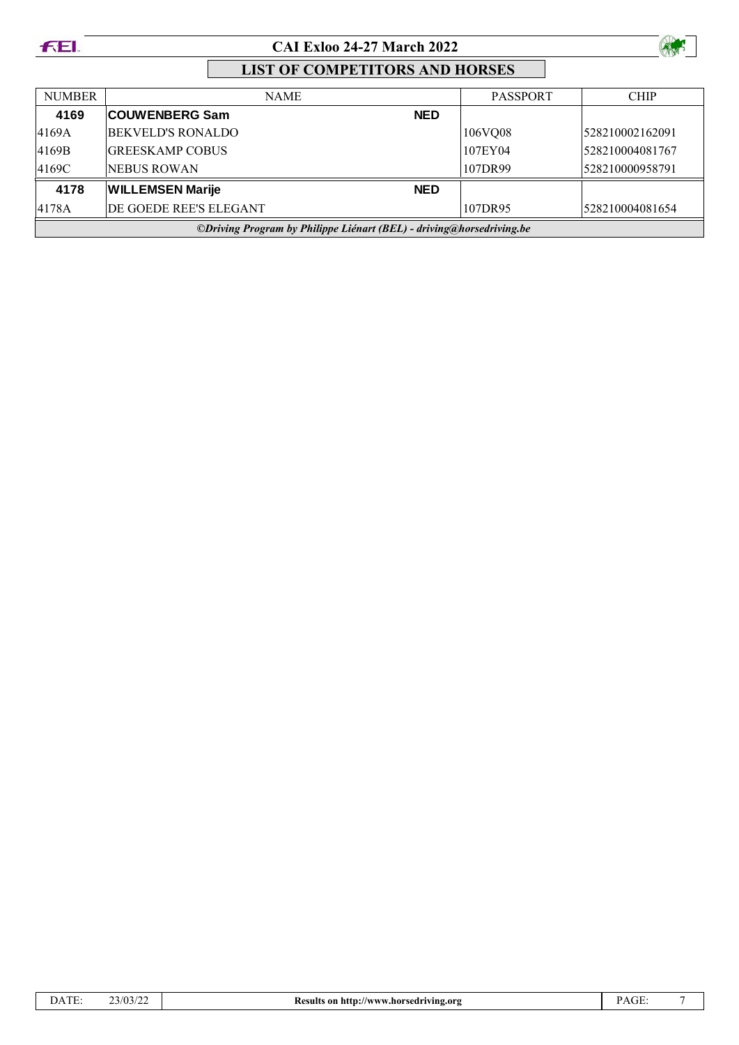## CAI Exloo 24-27 March 2022

## LIST OF COMPETITORS AND HORSES

| NUMBER | NAME | | PASSPORT | CHIP |
|---|---|---|---|---|
| **4169** | **COUWENBERG Sam** | **NED** | | |
| 4169A | BEKVELD'S RONALDO | | 106VQ08 | 528210002162091 |
| 4169B | GREESKAMP COBUS | | 107EY04 | 528210004081767 |
| 4169C | NEBUS ROWAN | | 107DR99 | 528210000958791 |
| **4178** | **WILLEMSEN Marije** | **NED** | | |
| 4178A | DE GOEDE REE'S ELEGANT | | 107DR95 | 528210004081654 |

*©Driving Program by Philippe Liénart (BEL) - driving@horsedriving.be*

DATE: 23/03/22 | Results on http://www.horsedriving.org